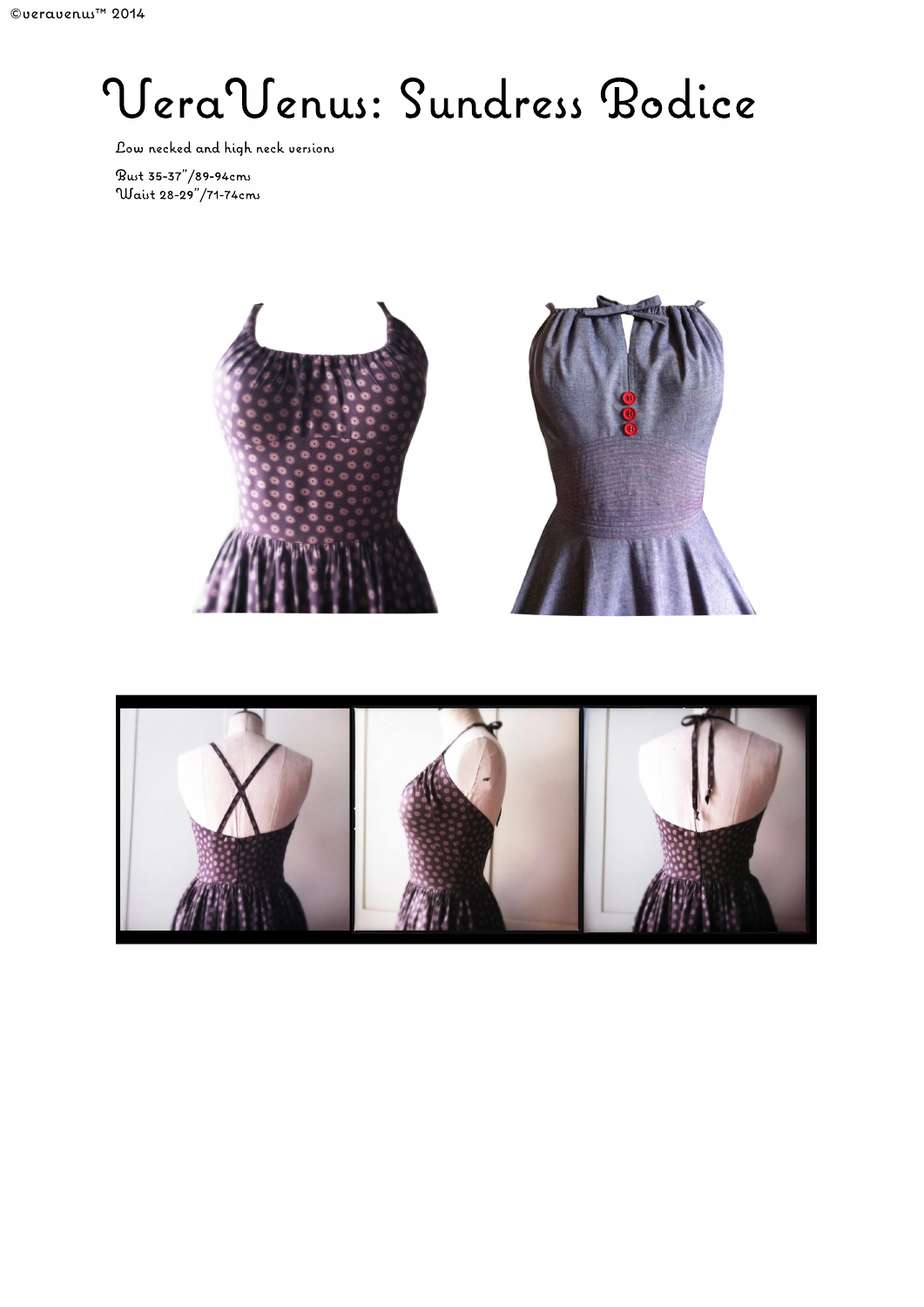©veravenus™ 2014

# VeraVenus: Sundress Bodice

Low necked and high neck versions

Bust 35-37"/89-94cms
Waist 28-29"/71-74cms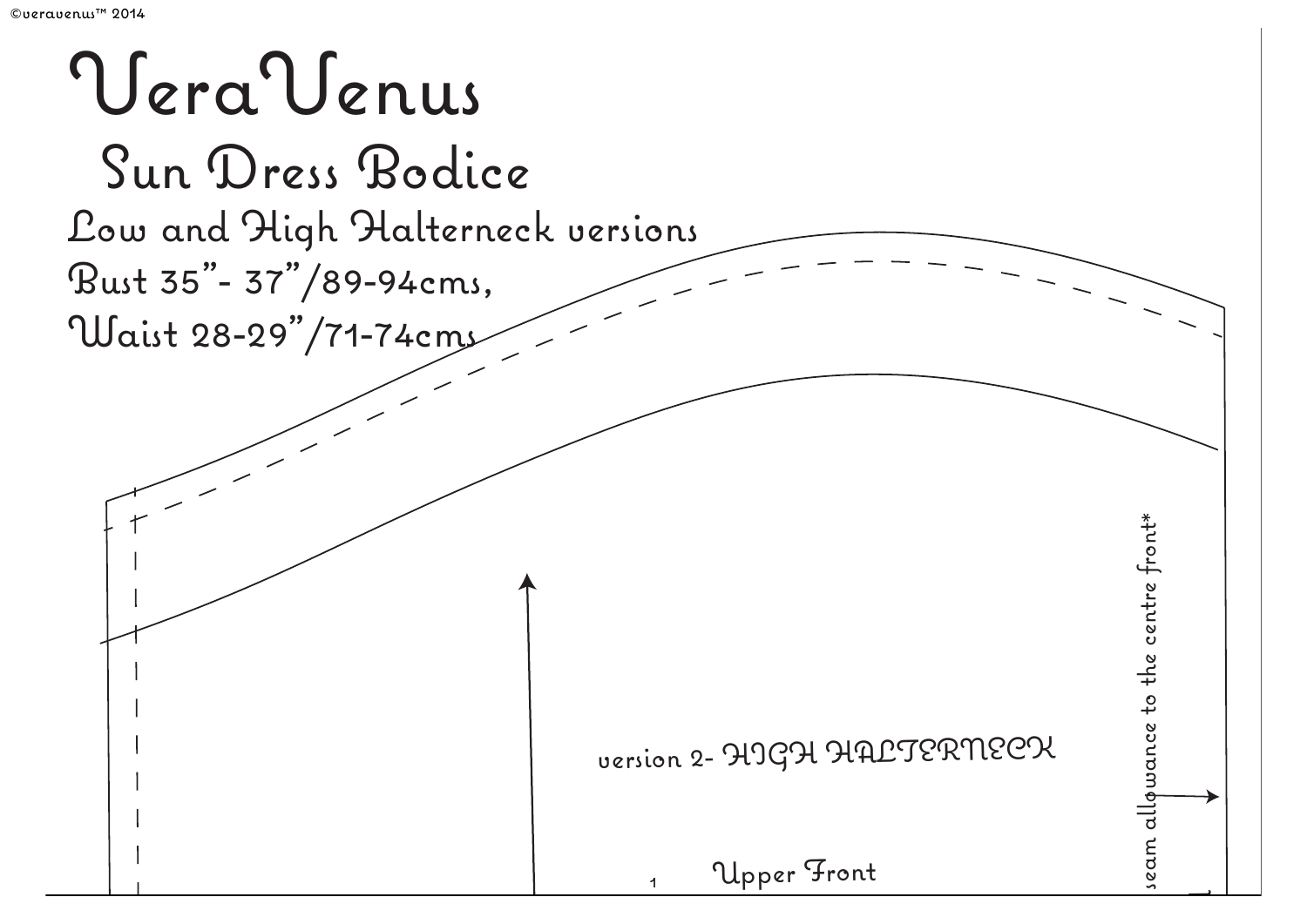©veravenus™ 2014

# VeraVenus

## Sun Dress Bodice

Low and High Halterneck versions

Bust 35”- 37”/89-94cms,

Waist 28-29”/71-74cms

version 2- HIGH HALTERNECK

seam allowance to the centre front*

Upper Front

1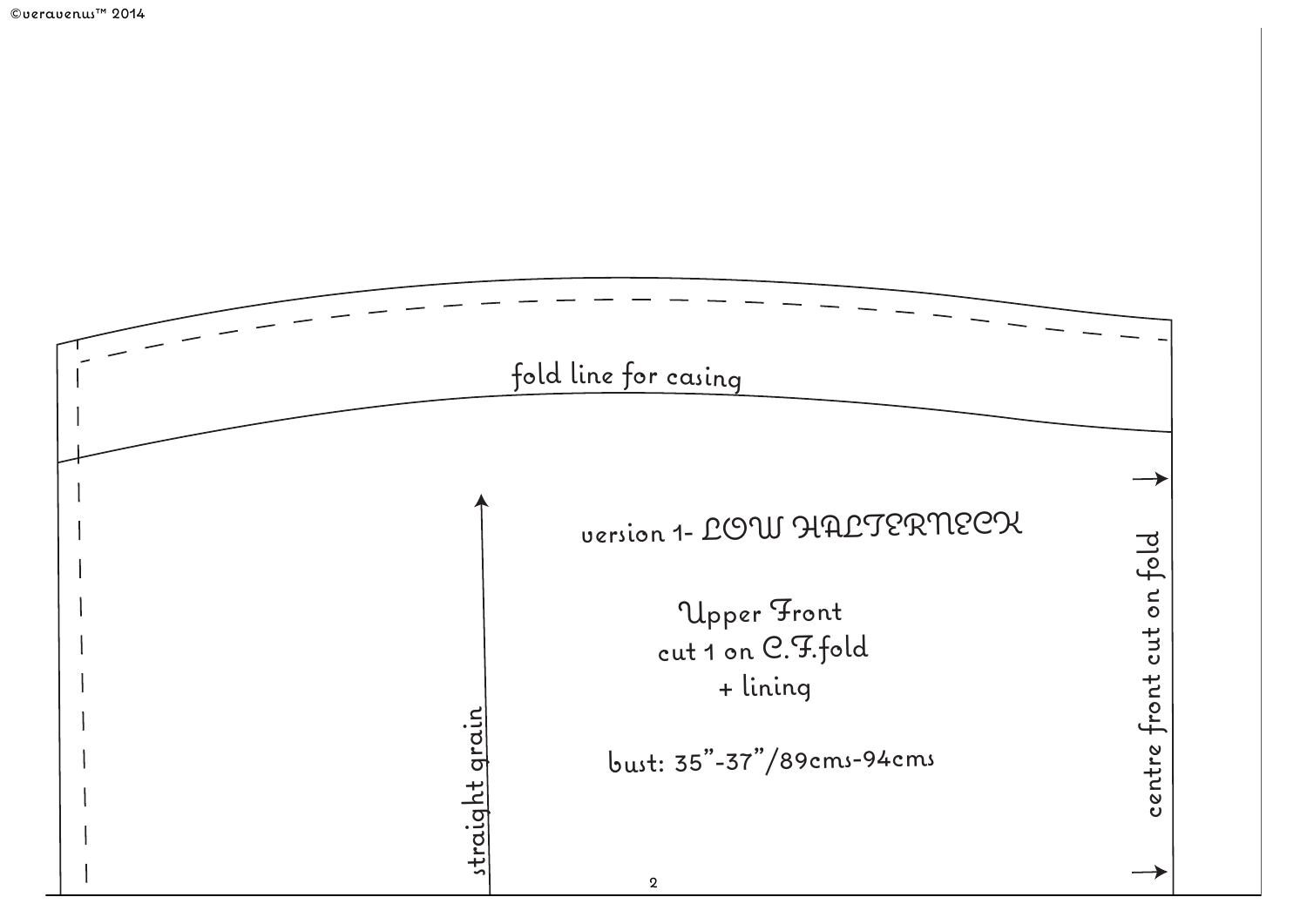©veravenus™ 2014

fold line for casing

version 1- LOW HALTERNECK

Upper Front
cut 1 on C.F.fold
+ lining

bust: 35"-37"/89cms-94cms

straight grain

centre front cut on fold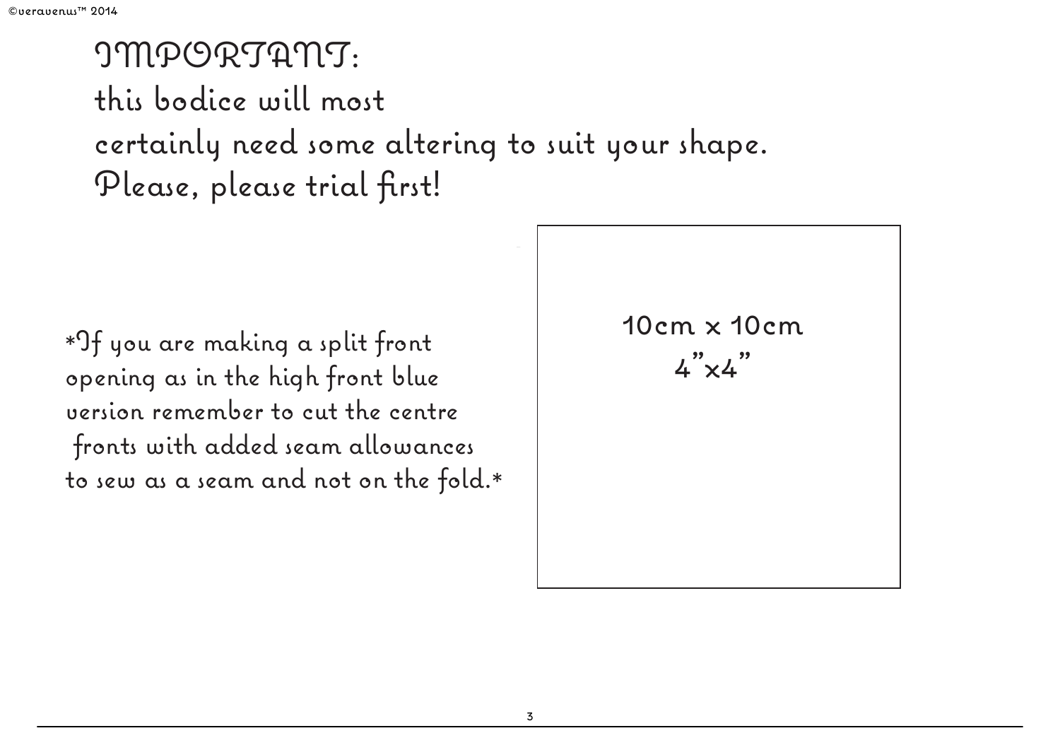# IMPORTANT:

this bodice will most
certainly need some altering to suit your shape.
Please, please trial first!

*If you are making a split front opening as in the high front blue version remember to cut the centre fronts with added seam allowances to sew as a seam and not on the fold.*

10cm x 10cm
4"x4"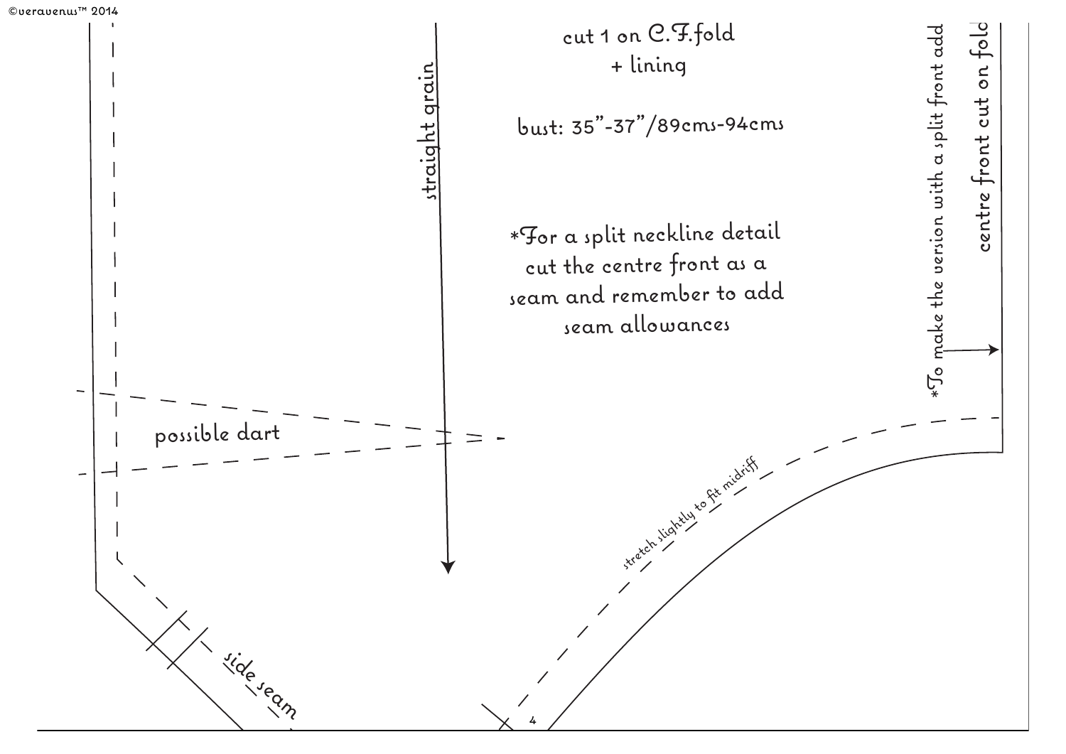cut 1 on C.F.fold
+ lining

bust: 35"-37"/89cms-94cms

straight grain

*For a split neckline detail cut the centre front as a seam and remember to add seam allowances

*To make the version with a split front add

centre front cut on fold

possible dart

stretch slightly to fit midriff

side seam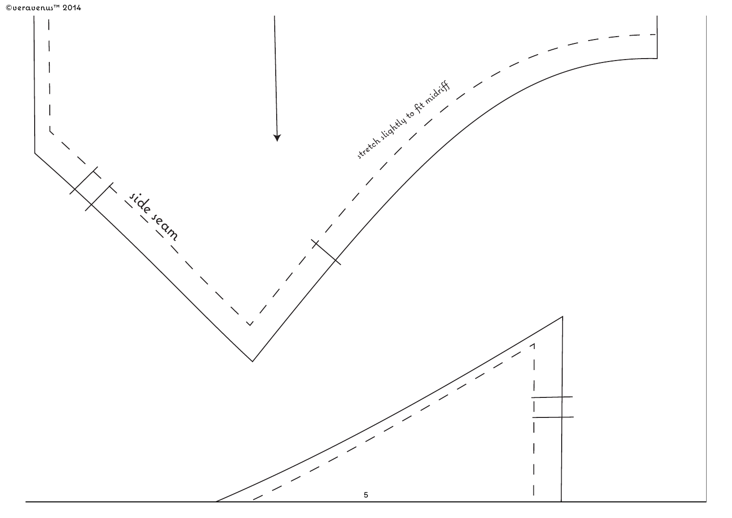side seam

stretch slightly to fit midriff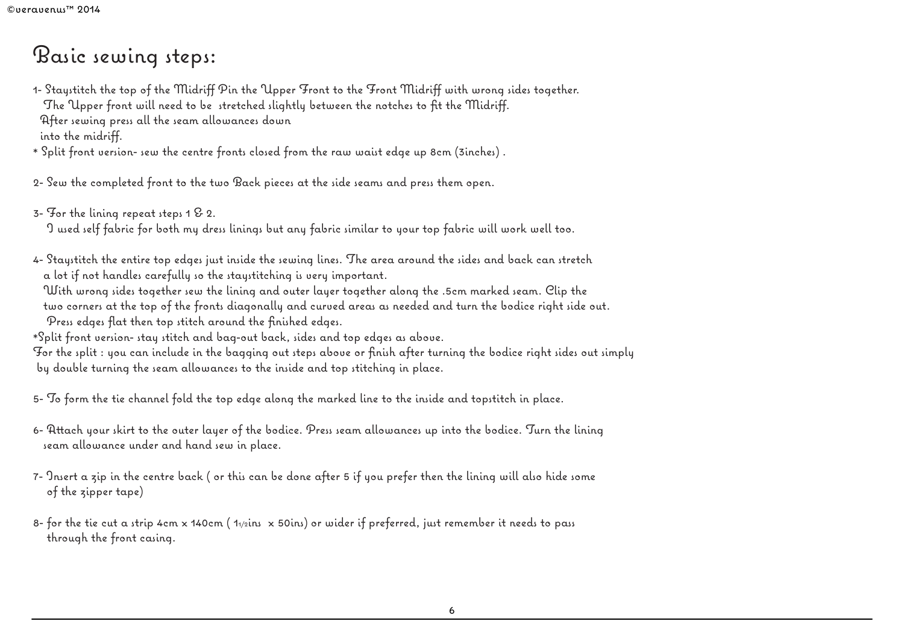# Basic sewing steps:

1- Staystitch the top of the Midriff Pin the Upper Front to the Front Midriff with wrong sides together.
The Upper front will need to be stretched slightly between the notches to fit the Midriff.
After sewing press all the seam allowances down
into the midriff.

* Split front version- sew the centre fronts closed from the raw waist edge up 8cm (3inches) .

2- Sew the completed front to the two Back pieces at the side seams and press them open.

3- For the lining repeat steps 1 & 2.
I used self fabric for both my dress linings but any fabric similar to your top fabric will work well too.

4- Staystitch the entire top edges just inside the sewing lines. The area around the sides and back can stretch a lot if not handles carefully so the staystitching is very important.
With wrong sides together sew the lining and outer layer together along the .5cm marked seam. Clip the two corners at the top of the fronts diagonally and curved areas as needed and turn the bodice right side out.
Press edges flat then top stitch around the finished edges.

*Split front version- stay stitch and bag-out back, sides and top edges as above.
For the split : you can include in the bagging out steps above or finish after turning the bodice right sides out simply by double turning the seam allowances to the inside and top stitching in place.

5- To form the tie channel fold the top edge along the marked line to the inside and topstitch in place.

6- Attach your skirt to the outer layer of the bodice. Press seam allowances up into the bodice. Turn the lining seam allowance under and hand sew in place.

7- Insert a zip in the centre back ( or this can be done after 5 if you prefer then the lining will also hide some of the zipper tape)

8- for the tie cut a strip 4cm x 140cm ( 1½ins x 50ins) or wider if preferred, just remember it needs to pass through the front casing.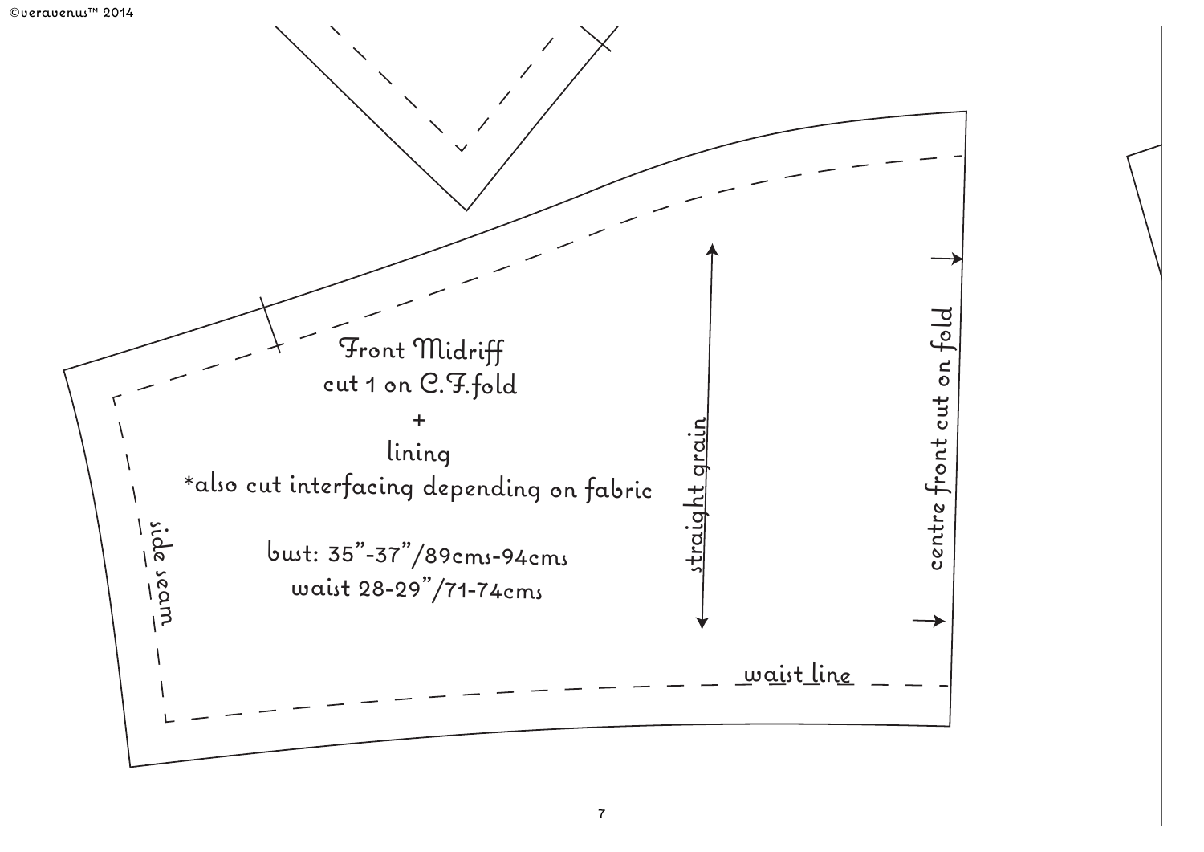Front Midriff
cut 1 on C.F.fold
+
lining
*also cut interfacing depending on fabric

bust: 35"-37"/89cms-94cms
waist 28-29"/71-74cms

side seam

straight grain

centre front cut on fold

waist line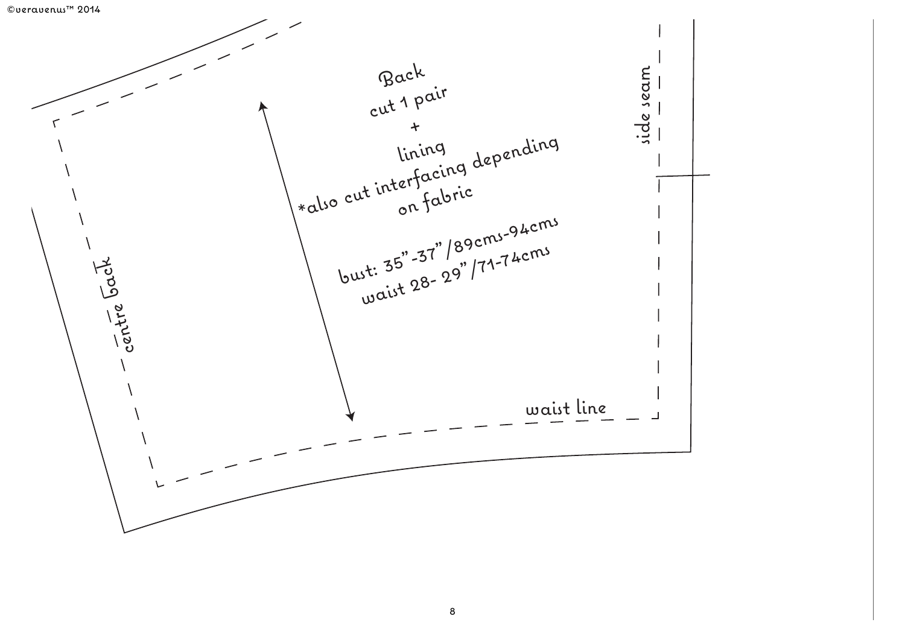Back
cut 1 pair
+
lining
*also cut interfacing depending on fabric

bust: 35”-37”/89cms-94cms
waist 28- 29”/71-74cms

side seam

centre back

waist line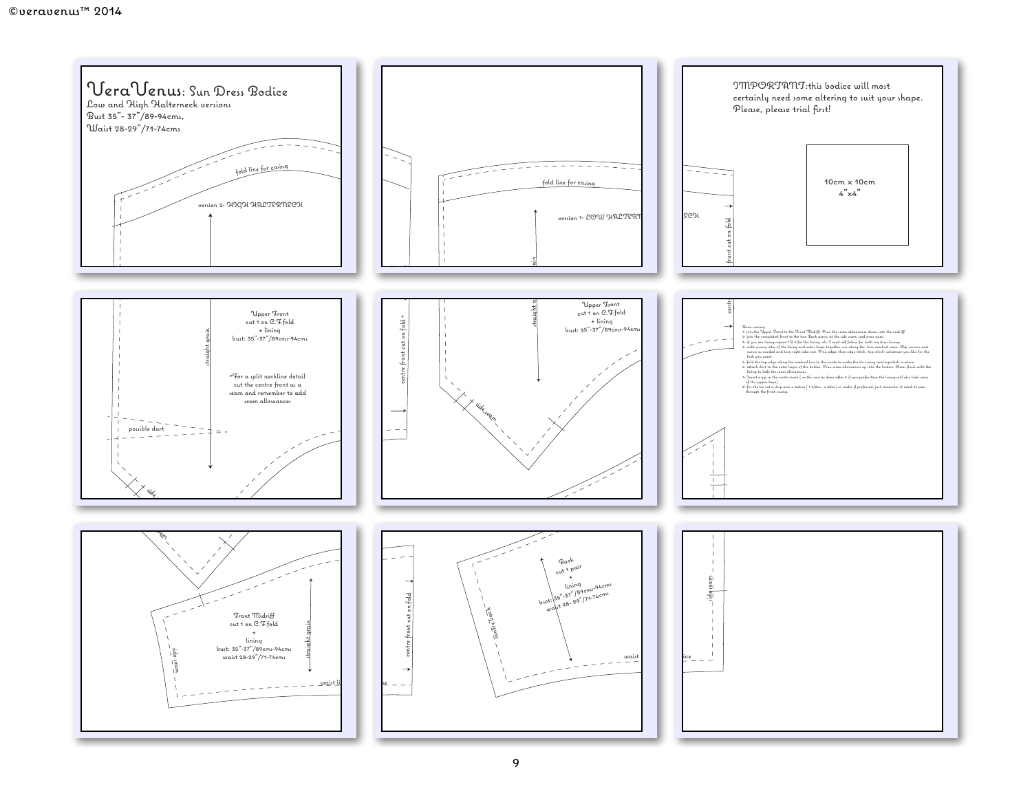©veravenus™ 2014

# VeraVenus: Sun Dress Bodice

Low and High Halterneck versions
Bust 35"- 37"/89-94cms,
Waist 28-29"/71-74cms

fold line for casing

version 2- HIGH HALTERNECK

fold line for casing

version 1- LOW HALTERNECK

IMPORTANT:this bodice will most certainly need some altering to suit your shape. Please, please trial first!

10cm x 10cm
4"x4"

front cut on fold

Upper Front
cut 1 on C.F.fold
+ lining
bust: 35"-37"/89cms-94cms

straight grain

*For a split neckline detail cut the centre front as a seam and remember to add seam allowances

possible dart

side seam

centre front cut on fold *

straight grain

Upper Front
cut 1 on C.F.fold
+ lining
bust: 35"-37"/89cms-94cms

side seam

centre

Basic sewing:
1- join the Upper Front to the Front Midriff. Press the seam allowances down into the midriff
2- join the completed front to the two Back pieces at the side seams and press open.
3- if you are lining repeat 1 & 2 for the lining. n.b. I used self fabric for both my dress linings
4- with wrong sides of the lining and outer layer together sew along the .5cm marked seam. Clip corners and curves as needed and turn right sides out. Press edges then edge stitch, top stitch- whatever you like for the look you want.
5- fold the top edge along the marked line to the inside to make the tie casing and topstitch in place.
6- attach skirt to the outer layer of the bodice. Press seam allowances up into the bodice. Clean finish with the lining to hide the seam allowances.
7- Insert a zip in the centre back ( or this can be done after 6 if you prefer then the lining will also hide some of the zipper tape)
8- for the tie cut a strip 5cm x 160cm ( 1 3/4ins x 63ins) or wider if preferred, just remember it needs to pass through the front casing.

seam

Front Midriff
cut 1 on C.F.fold
+
lining
bust: 35"-37"/89cms-94cms
waist 28-29"/71-74cms

straight grain

side seam

waist line

centre front cut on fold

Back
cut 1 pair
+
lining
bust: 35"-37"/89cms-94cms
waist 28- 29"/71-74cms

centre back

waist

side seam

line